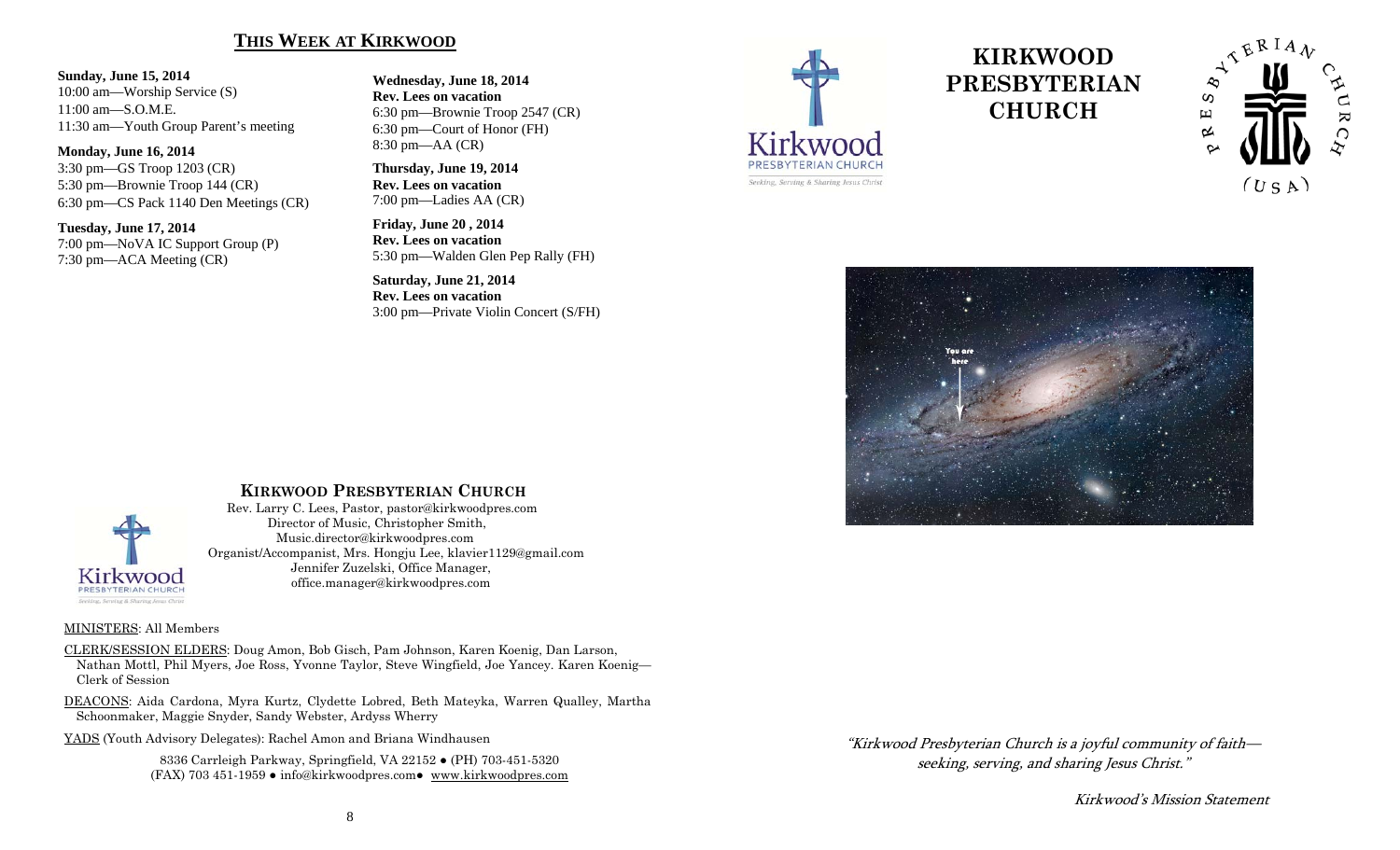## THIS WEEK AT KIRKWOOD

**Sunday, June 15, 2014**
10:00 am—Worship Service (S)
11:00 am—S.O.M.E.
11:30 am—Youth Group Parent's meeting

**Monday, June 16, 2014**
3:30 pm—GS Troop 1203 (CR)
5:30 pm—Brownie Troop 144 (CR)
6:30 pm—CS Pack 1140 Den Meetings (CR)

**Tuesday, June 17, 2014**
7:00 pm—NoVA IC Support Group (P)
7:30 pm—ACA Meeting (CR)

**Wednesday, June 18, 2014**
**Rev. Lees on vacation**
6:30 pm—Brownie Troop 2547 (CR)
6:30 pm—Court of Honor (FH)
8:30 pm—AA (CR)

**Thursday, June 19, 2014**
**Rev. Lees on vacation**
7:00 pm—Ladies AA (CR)

**Friday, June 20 , 2014**
**Rev. Lees on vacation**
5:30 pm—Walden Glen Pep Rally (FH)

**Saturday, June 21, 2014**
**Rev. Lees on vacation**
3:00 pm—Private Violin Concert (S/FH)

### KIRKWOOD PRESBYTERIAN CHURCH

Rev. Larry C. Lees, Pastor, pastor@kirkwoodpres.com
Director of Music, Christopher Smith,
Music.director@kirkwoodpres.com
Organist/Accompanist, Mrs. Hongju Lee, klavier1129@gmail.com
Jennifer Zuzelski, Office Manager,
office.manager@kirkwoodpres.com

MINISTERS: All Members

CLERK/SESSION ELDERS: Doug Amon, Bob Gisch, Pam Johnson, Karen Koenig, Dan Larson, Nathan Mottl, Phil Myers, Joe Ross, Yvonne Taylor, Steve Wingfield, Joe Yancey. Karen Koenig—Clerk of Session

DEACONS: Aida Cardona, Myra Kurtz, Clydette Lobred, Beth Mateyka, Warren Qualley, Martha Schoonmaker, Maggie Snyder, Sandy Webster, Ardyss Wherry

YADS (Youth Advisory Delegates): Rachel Amon and Briana Windhausen

8336 Carrleigh Parkway, Springfield, VA 22152 ● (PH) 703-451-5320
(FAX) 703 451-1959 ● info@kirkwoodpres.com● www.kirkwoodpres.com

# KIRKWOOD PRESBYTERIAN CHURCH

*"Kirkwood Presbyterian Church is a joyful community of faith—seeking, serving, and sharing Jesus Christ."*

*Kirkwood's Mission Statement*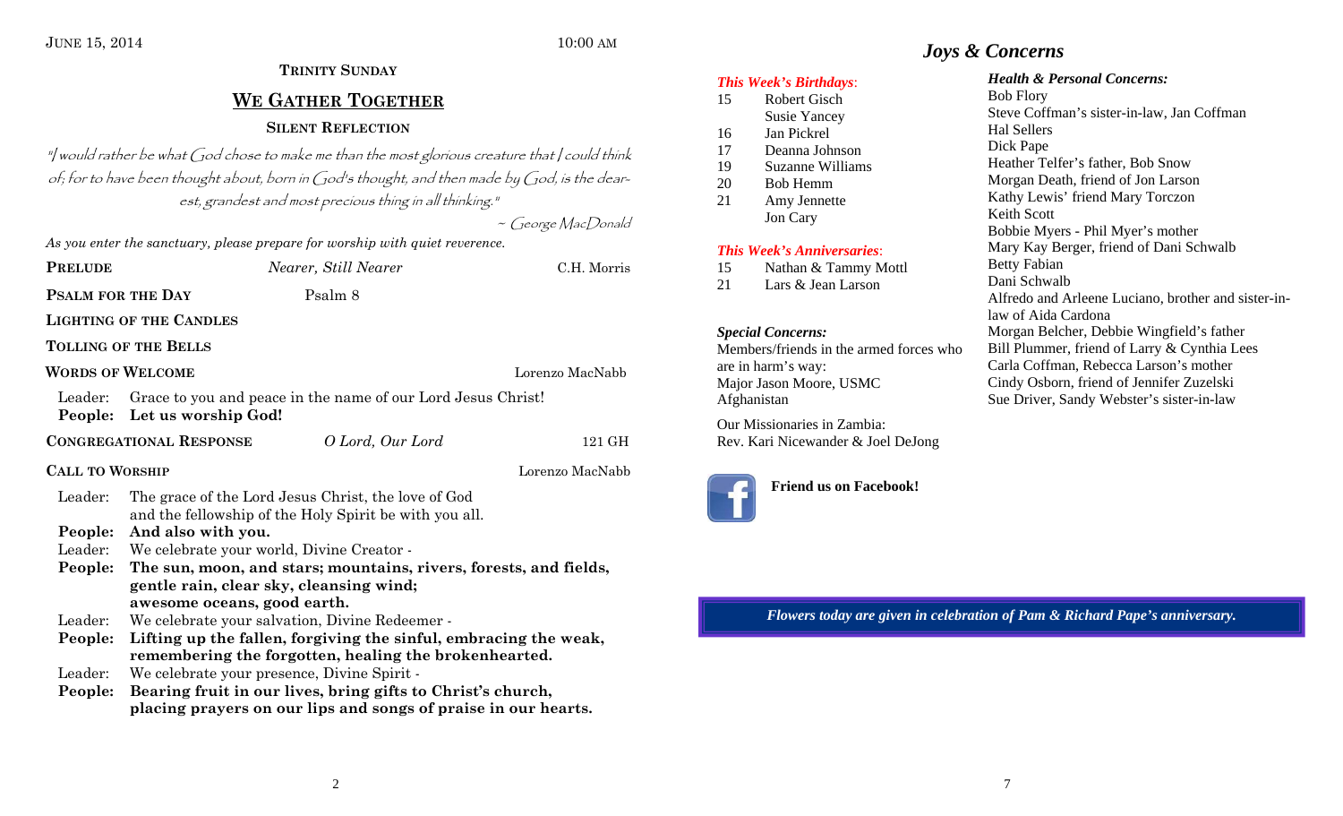JUNE 15, 2014 10:00 AM

**TRINITY SUNDAY**

## WE GATHER TOGETHER

### SILENT REFLECTION

*"I would rather be what God chose to make me than the most glorious creature that I could think of; for to have been thought about, born in God's thought, and then made by God, is the dearest, grandest and most precious thing in all thinking."*

~ George MacDonald

*As you enter the sanctuary, please prepare for worship with quiet reverence.*

**PRELUDE** — *Nearer, Still Nearer* — C.H. Morris

**PSALM FOR THE DAY** — Psalm 8

**LIGHTING OF THE CANDLES**

**TOLLING OF THE BELLS**

**WORDS OF WELCOME** — Lorenzo MacNabb

Leader: Grace to you and peace in the name of our Lord Jesus Christ!
**People: Let us worship God!**

**CONGREGATIONAL RESPONSE** — *O Lord, Our Lord* — 121 GH

**CALL TO WORSHIP** — Lorenzo MacNabb

Leader: The grace of the Lord Jesus Christ, the love of God and the fellowship of the Holy Spirit be with you all.
**People: And also with you.**
Leader: We celebrate your world, Divine Creator -
**People: The sun, moon, and stars; mountains, rivers, forests, and fields, gentle rain, clear sky, cleansing wind; awesome oceans, good earth.**
Leader: We celebrate your salvation, Divine Redeemer -
**People: Lifting up the fallen, forgiving the sinful, embracing the weak, remembering the forgotten, healing the brokenhearted.**
Leader: We celebrate your presence, Divine Spirit -
**People: Bearing fruit in our lives, bring gifts to Christ's church, placing prayers on our lips and songs of praise in our hearts.**

## *Joys & Concerns*

***This Week's Birthdays:***

15 Robert Gisch
Susie Yancey
16 Jan Pickrel
17 Deanna Johnson
19 Suzanne Williams
20 Bob Hemm
21 Amy Jennette
Jon Cary

***This Week's Anniversaries:***

15 Nathan & Tammy Mottl
21 Lars & Jean Larson

***Special Concerns:***

Members/friends in the armed forces who are in harm's way:
Major Jason Moore, USMC
Afghanistan

Our Missionaries in Zambia:
Rev. Kari Nicewander & Joel DeJong

**Friend us on Facebook!**

***Health & Personal Concerns:***

Bob Flory
Steve Coffman's sister-in-law, Jan Coffman
Hal Sellers
Dick Pape
Heather Telfer's father, Bob Snow
Morgan Death, friend of Jon Larson
Kathy Lewis' friend Mary Torczon
Keith Scott
Bobbie Myers - Phil Myer's mother
Mary Kay Berger, friend of Dani Schwalb
Betty Fabian
Dani Schwalb
Alfredo and Arleene Luciano, brother and sister-in-law of Aida Cardona
Morgan Belcher, Debbie Wingfield's father
Bill Plummer, friend of Larry & Cynthia Lees
Carla Coffman, Rebecca Larson's mother
Cindy Osborn, friend of Jennifer Zuzelski
Sue Driver, Sandy Webster's sister-in-law

***Flowers today are given in celebration of Pam & Richard Pape's anniversary.***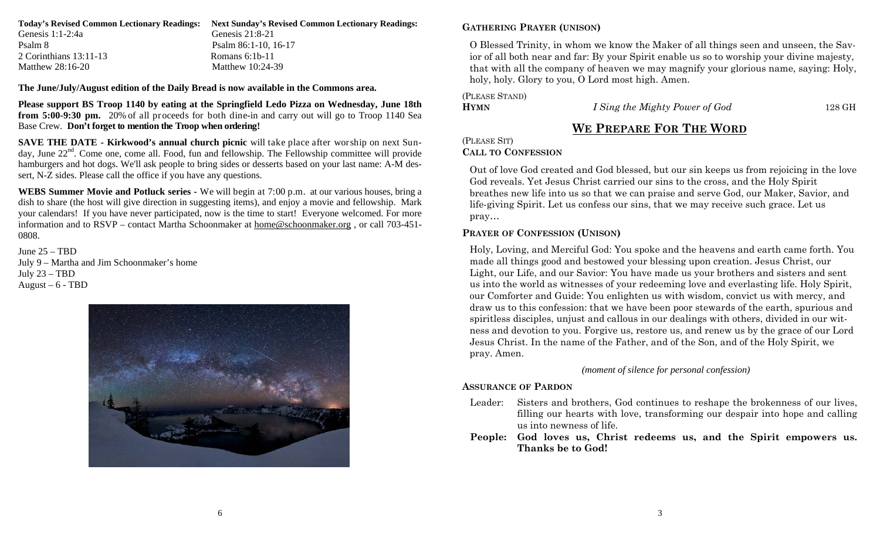**Today's Revised Common Lectionary Readings:**
Genesis 1:1-2:4a
Psalm 8
2 Corinthians 13:11-13
Matthew 28:16-20

**Next Sunday's Revised Common Lectionary Readings:**
Genesis 21:8-21
Psalm 86:1-10, 16-17
Romans 6:1b-11
Matthew 10:24-39

**The June/July/August edition of the Daily Bread is now available in the Commons area.**

**Please support BS Troop 1140 by eating at the Springfield Ledo Pizza on Wednesday, June 18th from 5:00-9:30 pm.** 20% of all proceeds for both dine-in and carry out will go to Troop 1140 Sea Base Crew. **Don't forget to mention the Troop when ordering!**

**SAVE THE DATE - Kirkwood's annual church picnic** will take place after worship on next Sunday, June 22nd. Come one, come all. Food, fun and fellowship. The Fellowship committee will provide hamburgers and hot dogs. We'll ask people to bring sides or desserts based on your last name: A-M dessert, N-Z sides. Please call the office if you have any questions.

**WEBS Summer Movie and Potluck series -** We will begin at 7:00 p.m. at our various houses, bring a dish to share (the host will give direction in suggesting items), and enjoy a movie and fellowship. Mark your calendars! If you have never participated, now is the time to start! Everyone welcomed. For more information and to RSVP – contact Martha Schoonmaker at home@schoonmaker.org , or call 703-451-0808.

June 25 – TBD
July 9 – Martha and Jim Schoonmaker's home
July 23 – TBD
August – 6 - TBD

**GATHERING PRAYER (UNISON)**

O Blessed Trinity, in whom we know the Maker of all things seen and unseen, the Savior of all both near and far: By your Spirit enable us so to worship your divine majesty, that with all the company of heaven we may magnify your glorious name, saying: Holy, holy, holy. Glory to you, O Lord most high. Amen.

(PLEASE STAND)
**HYMN** *I Sing the Mighty Power of God* 128 GH

## WE PREPARE FOR THE WORD

(PLEASE SIT)
**CALL TO CONFESSION**

Out of love God created and God blessed, but our sin keeps us from rejoicing in the love God reveals. Yet Jesus Christ carried our sins to the cross, and the Holy Spirit breathes new life into us so that we can praise and serve God, our Maker, Savior, and life-giving Spirit. Let us confess our sins, that we may receive such grace. Let us pray…

**PRAYER OF CONFESSION (UNISON)**

Holy, Loving, and Merciful God: You spoke and the heavens and earth came forth. You made all things good and bestowed your blessing upon creation. Jesus Christ, our Light, our Life, and our Savior: You have made us your brothers and sisters and sent us into the world as witnesses of your redeeming love and everlasting life. Holy Spirit, our Comforter and Guide: You enlighten us with wisdom, convict us with mercy, and draw us to this confession: that we have been poor stewards of the earth, spurious and spiritless disciples, unjust and callous in our dealings with others, divided in our witness and devotion to you. Forgive us, restore us, and renew us by the grace of our Lord Jesus Christ. In the name of the Father, and of the Son, and of the Holy Spirit, we pray. Amen.

*(moment of silence for personal confession)*

**ASSURANCE OF PARDON**

Leader: Sisters and brothers, God continues to reshape the brokenness of our lives, filling our hearts with love, transforming our despair into hope and calling us into newness of life.

**People: God loves us, Christ redeems us, and the Spirit empowers us. Thanks be to God!**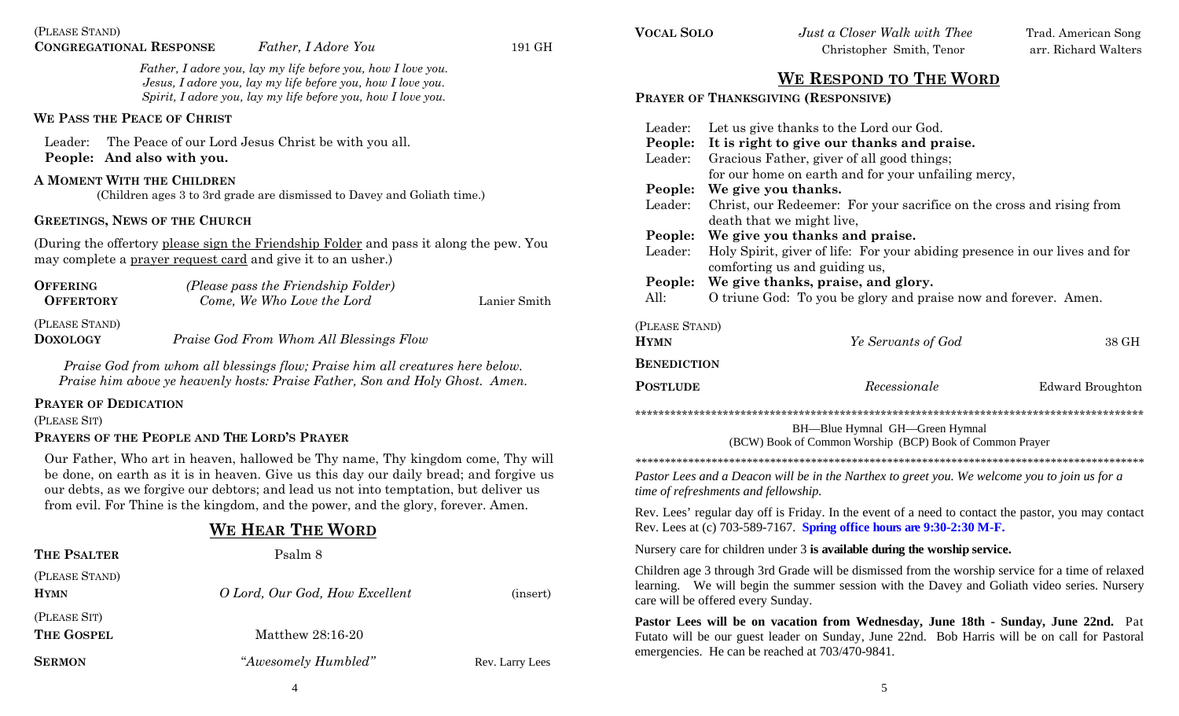(PLEASE STAND)

**CONGREGATIONAL RESPONSE** *Father, I Adore You* 191 GH

*Father, I adore you, lay my life before you, how I love you.*
*Jesus, I adore you, lay my life before you, how I love you.*
*Spirit, I adore you, lay my life before you, how I love you.*

**WE PASS THE PEACE OF CHRIST**

Leader: The Peace of our Lord Jesus Christ be with you all.
**People: And also with you.**

**A MOMENT WITH THE CHILDREN**

(Children ages 3 to 3rd grade are dismissed to Davey and Goliath time.)

**GREETINGS, NEWS OF THE CHURCH**

(During the offertory please sign the Friendship Folder and pass it along the pew. You may complete a prayer request card and give it to an usher.)

**OFFERING** *(Please pass the Friendship Folder)*
**OFFERTORY** *Come, We Who Love the Lord* Lanier Smith

(PLEASE STAND)
**DOXOLOGY** *Praise God From Whom All Blessings Flow*

*Praise God from whom all blessings flow; Praise him all creatures here below.*
*Praise him above ye heavenly hosts: Praise Father, Son and Holy Ghost. Amen.*

**PRAYER OF DEDICATION**

(PLEASE SIT)

**PRAYERS OF THE PEOPLE AND THE LORD'S PRAYER**

Our Father, Who art in heaven, hallowed be Thy name, Thy kingdom come, Thy will be done, on earth as it is in heaven. Give us this day our daily bread; and forgive us our debts, as we forgive our debtors; and lead us not into temptation, but deliver us from evil. For Thine is the kingdom, and the power, and the glory, forever. Amen.

## WE HEAR THE WORD

**THE PSALTER** Psalm 8

(PLEASE STAND)
**HYMN** *O Lord, Our God, How Excellent* (insert)

(PLEASE SIT)
**THE GOSPEL** Matthew 28:16-20

**SERMON** *"Awesomely Humbled"* Rev. Larry Lees

**VOCAL SOLO** *Just a Closer Walk with Thee* Trad. American Song
Christopher Smith, Tenor arr. Richard Walters

## WE RESPOND TO THE WORD

**PRAYER OF THANKSGIVING (RESPONSIVE)**

Leader: Let us give thanks to the Lord our God.
**People: It is right to give our thanks and praise.**
Leader: Gracious Father, giver of all good things; for our home on earth and for your unfailing mercy,
**People: We give you thanks.**
Leader: Christ, our Redeemer: For your sacrifice on the cross and rising from death that we might live,
**People: We give you thanks and praise.**
Leader: Holy Spirit, giver of life: For your abiding presence in our lives and for comforting us and guiding us,
**People: We give thanks, praise, and glory.**
All: O triune God: To you be glory and praise now and forever. Amen.

(PLEASE STAND)
**HYMN** *Ye Servants of God* 38 GH

**BENEDICTION**

**POSTLUDE** *Recessionale* Edward Broughton

\*\*\*\*\*\*\*\*\*\*\*\*\*\*\*\*\*\*\*\*\*\*\*\*\*\*\*\*\*\*\*\*\*\*\*\*\*\*\*\*\*\*\*\*\*\*\*\*\*\*\*\*\*\*\*\*\*\*

BH—Blue Hymnal GH—Green Hymnal
(BCW) Book of Common Worship (BCP) Book of Common Prayer

\*\*\*\*\*\*\*\*\*\*\*\*\*\*\*\*\*\*\*\*\*\*\*\*\*\*\*\*\*\*\*\*\*\*\*\*\*\*\*\*\*\*\*\*\*\*\*\*\*\*\*\*\*\*\*\*\*\*

*Pastor Lees and a Deacon will be in the Narthex to greet you. We welcome you to join us for a time of refreshments and fellowship.*

Rev. Lees' regular day off is Friday. In the event of a need to contact the pastor, you may contact Rev. Lees at (c) 703-589-7167. **Spring office hours are 9:30-2:30 M-F.**

Nursery care for children under 3 **is available during the worship service.**

Children age 3 through 3rd Grade will be dismissed from the worship service for a time of relaxed learning. We will begin the summer session with the Davey and Goliath video series. Nursery care will be offered every Sunday.

**Pastor Lees will be on vacation from Wednesday, June 18th - Sunday, June 22nd.** Pat Futato will be our guest leader on Sunday, June 22nd. Bob Harris will be on call for Pastoral emergencies. He can be reached at 703/470-9841.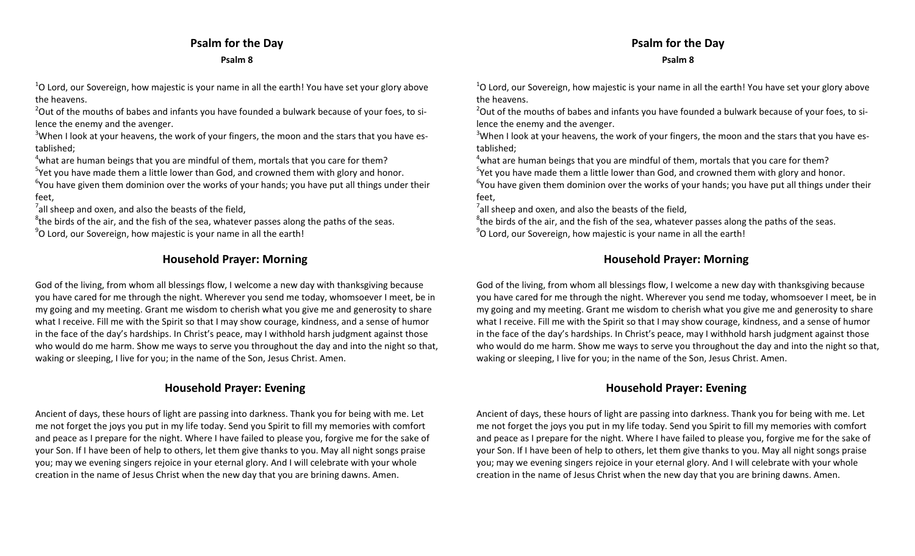## Psalm for the Day

**Psalm 8**

[1]O Lord, our Sovereign, how majestic is your name in all the earth! You have set your glory above the heavens.
[2]Out of the mouths of babes and infants you have founded a bulwark because of your foes, to silence the enemy and the avenger.
[3]When I look at your heavens, the work of your fingers, the moon and the stars that you have established;
[4]what are human beings that you are mindful of them, mortals that you care for them?
[5]Yet you have made them a little lower than God, and crowned them with glory and honor.
[6]You have given them dominion over the works of your hands; you have put all things under their feet,
[7]all sheep and oxen, and also the beasts of the field,
[8]the birds of the air, and the fish of the sea, whatever passes along the paths of the seas.
[9]O Lord, our Sovereign, how majestic is your name in all the earth!

## Household Prayer: Morning

God of the living, from whom all blessings flow, I welcome a new day with thanksgiving because you have cared for me through the night. Wherever you send me today, whomsoever I meet, be in my going and my meeting. Grant me wisdom to cherish what you give me and generosity to share what I receive. Fill me with the Spirit so that I may show courage, kindness, and a sense of humor in the face of the day's hardships. In Christ's peace, may I withhold harsh judgment against those who would do me harm. Show me ways to serve you throughout the day and into the night so that, waking or sleeping, I live for you; in the name of the Son, Jesus Christ. Amen.

## Household Prayer: Evening

Ancient of days, these hours of light are passing into darkness. Thank you for being with me. Let me not forget the joys you put in my life today. Send you Spirit to fill my memories with comfort and peace as I prepare for the night. Where I have failed to please you, forgive me for the sake of your Son. If I have been of help to others, let them give thanks to you. May all night songs praise you; may we evening singers rejoice in your eternal glory. And I will celebrate with your whole creation in the name of Jesus Christ when the new day that you are brining dawns. Amen.

## Psalm for the Day

**Psalm 8**

[1]O Lord, our Sovereign, how majestic is your name in all the earth! You have set your glory above the heavens.
[2]Out of the mouths of babes and infants you have founded a bulwark because of your foes, to silence the enemy and the avenger.
[3]When I look at your heavens, the work of your fingers, the moon and the stars that you have established;
[4]what are human beings that you are mindful of them, mortals that you care for them?
[5]Yet you have made them a little lower than God, and crowned them with glory and honor.
[6]You have given them dominion over the works of your hands; you have put all things under their feet,
[7]all sheep and oxen, and also the beasts of the field,
[8]the birds of the air, and the fish of the sea, whatever passes along the paths of the seas.
[9]O Lord, our Sovereign, how majestic is your name in all the earth!

## Household Prayer: Morning

God of the living, from whom all blessings flow, I welcome a new day with thanksgiving because you have cared for me through the night. Wherever you send me today, whomsoever I meet, be in my going and my meeting. Grant me wisdom to cherish what you give me and generosity to share what I receive. Fill me with the Spirit so that I may show courage, kindness, and a sense of humor in the face of the day's hardships. In Christ's peace, may I withhold harsh judgment against those who would do me harm. Show me ways to serve you throughout the day and into the night so that, waking or sleeping, I live for you; in the name of the Son, Jesus Christ. Amen.

## Household Prayer: Evening

Ancient of days, these hours of light are passing into darkness. Thank you for being with me. Let me not forget the joys you put in my life today. Send you Spirit to fill my memories with comfort and peace as I prepare for the night. Where I have failed to please you, forgive me for the sake of your Son. If I have been of help to others, let them give thanks to you. May all night songs praise you; may we evening singers rejoice in your eternal glory. And I will celebrate with your whole creation in the name of Jesus Christ when the new day that you are brining dawns. Amen.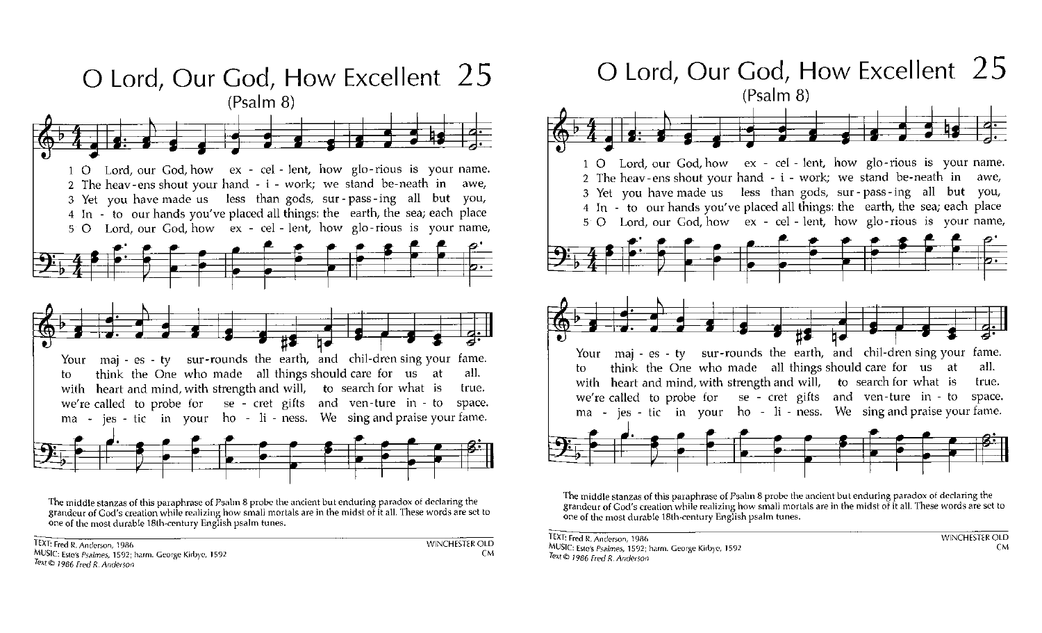# O Lord, Our God, How Excellent 25

(Psalm 8)

1 O Lord, our God, how ex - cel - lent, how glo - rious is your name.
Your maj - es - ty sur - rounds the earth, and chil - dren sing your fame.

2 The heav - ens shout your hand - i - work; we stand be - neath in awe,
to think the One who made all things should care for us at all.

3 Yet you have made us less than gods, sur - pass - ing all but you,
with heart and mind, with strength and will, to search for what is true.

4 In - to our hands you've placed all things: the earth, the sea; each place
we're called to probe for se - cret gifts and ven - ture in - to space.

5 O Lord, our God, how ex - cel - lent, how glo - rious is your name,
ma - jes - tic in your ho - li - ness. We sing and praise your fame.

The middle stanzas of this paraphrase of Psalm 8 probe the ancient but enduring paradox of declaring the grandeur of God's creation while realizing how small mortals are in the midst of it all. These words are set to one of the most durable 18th-century English psalm tunes.

TEXT: Fred R. Anderson, 1986
MUSIC: Este's *Psalmes*, 1592; harm. George Kirbye, 1592
*Text © 1986 Fred R. Anderson*

WINCHESTER OLD
CM

# O Lord, Our God, How Excellent 25

(Psalm 8)

1 O Lord, our God, how ex - cel - lent, how glo - rious is your name.
Your maj - es - ty sur - rounds the earth, and chil - dren sing your fame.

2 The heav - ens shout your hand - i - work; we stand be - neath in awe,
to think the One who made all things should care for us at all.

3 Yet you have made us less than gods, sur - pass - ing all but you,
with heart and mind, with strength and will, to search for what is true.

4 In - to our hands you've placed all things: the earth, the sea; each place
we're called to probe for se - cret gifts and ven - ture in - to space.

5 O Lord, our God, how ex - cel - lent, how glo - rious is your name,
ma - jes - tic in your ho - li - ness. We sing and praise your fame.

The middle stanzas of this paraphrase of Psalm 8 probe the ancient but enduring paradox of declaring the grandeur of God's creation while realizing how small mortals are in the midst of it all. These words are set to one of the most durable 18th-century English psalm tunes.

TEXT: Fred R. Anderson, 1986
MUSIC: Este's *Psalmes*, 1592; harm. George Kirbye, 1592
*Text © 1986 Fred R. Anderson*

WINCHESTER OLD
CM